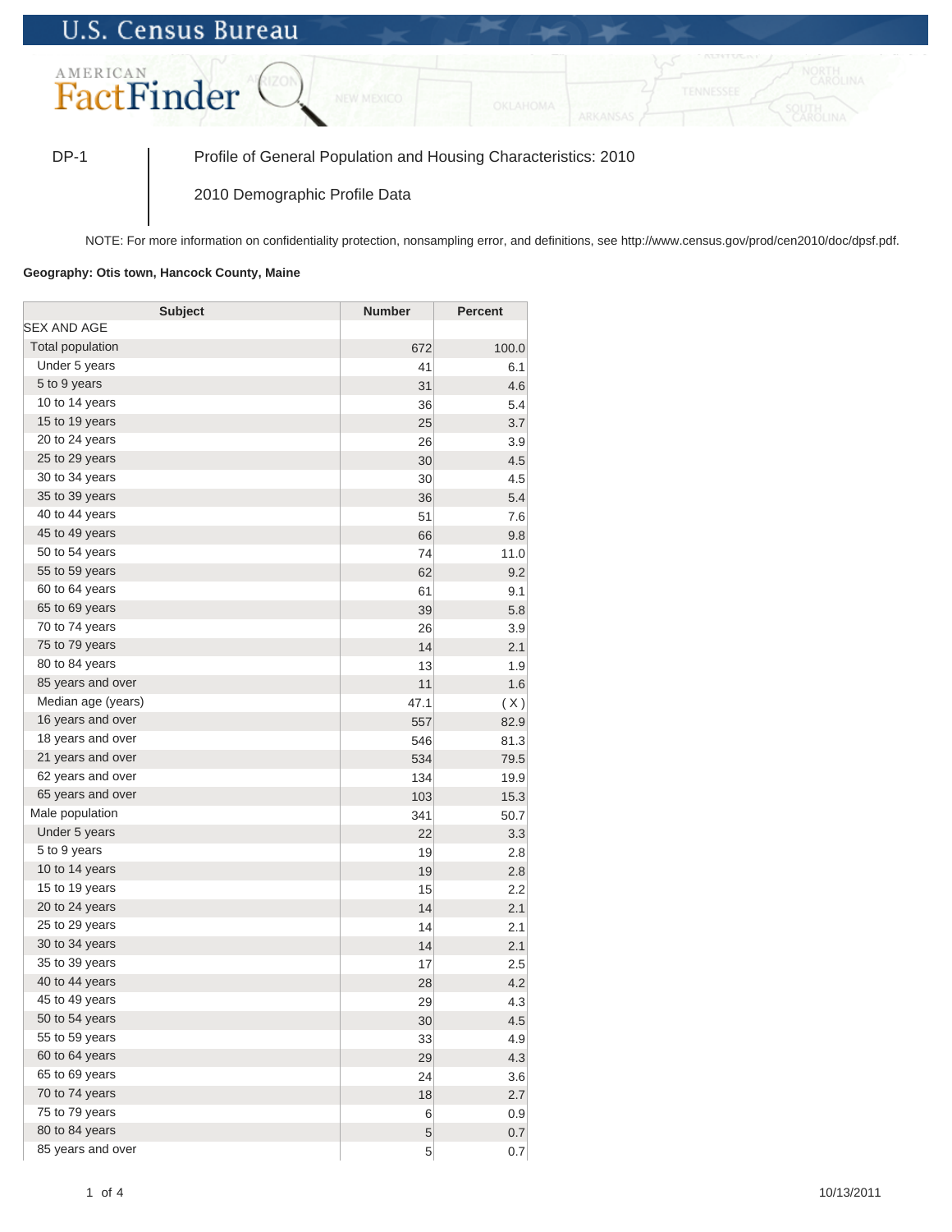U.S. Census Bureau

AMERICAN FactFinder

DP-1 | Profile of General Population and Housing Characteristics: 2010

2010 Demographic Profile Data

NOTE: For more information on confidentiality protection, nonsampling error, and definitions, see http://www.census.gov/prod/cen2010/doc/dpsf.pdf.

**Geography: Otis town, Hancock County, Maine**

| Subject | Number | Percent |
|---|---|---|
| SEX AND AGE | | |
| Total population | 672 | 100.0 |
| Under 5 years | 41 | 6.1 |
| 5 to 9 years | 31 | 4.6 |
| 10 to 14 years | 36 | 5.4 |
| 15 to 19 years | 25 | 3.7 |
| 20 to 24 years | 26 | 3.9 |
| 25 to 29 years | 30 | 4.5 |
| 30 to 34 years | 30 | 4.5 |
| 35 to 39 years | 36 | 5.4 |
| 40 to 44 years | 51 | 7.6 |
| 45 to 49 years | 66 | 9.8 |
| 50 to 54 years | 74 | 11.0 |
| 55 to 59 years | 62 | 9.2 |
| 60 to 64 years | 61 | 9.1 |
| 65 to 69 years | 39 | 5.8 |
| 70 to 74 years | 26 | 3.9 |
| 75 to 79 years | 14 | 2.1 |
| 80 to 84 years | 13 | 1.9 |
| 85 years and over | 11 | 1.6 |
| Median age (years) | 47.1 | ( X ) |
| 16 years and over | 557 | 82.9 |
| 18 years and over | 546 | 81.3 |
| 21 years and over | 534 | 79.5 |
| 62 years and over | 134 | 19.9 |
| 65 years and over | 103 | 15.3 |
| Male population | 341 | 50.7 |
| Under 5 years | 22 | 3.3 |
| 5 to 9 years | 19 | 2.8 |
| 10 to 14 years | 19 | 2.8 |
| 15 to 19 years | 15 | 2.2 |
| 20 to 24 years | 14 | 2.1 |
| 25 to 29 years | 14 | 2.1 |
| 30 to 34 years | 14 | 2.1 |
| 35 to 39 years | 17 | 2.5 |
| 40 to 44 years | 28 | 4.2 |
| 45 to 49 years | 29 | 4.3 |
| 50 to 54 years | 30 | 4.5 |
| 55 to 59 years | 33 | 4.9 |
| 60 to 64 years | 29 | 4.3 |
| 65 to 69 years | 24 | 3.6 |
| 70 to 74 years | 18 | 2.7 |
| 75 to 79 years | 6 | 0.9 |
| 80 to 84 years | 5 | 0.7 |
| 85 years and over | 5 | 0.7 |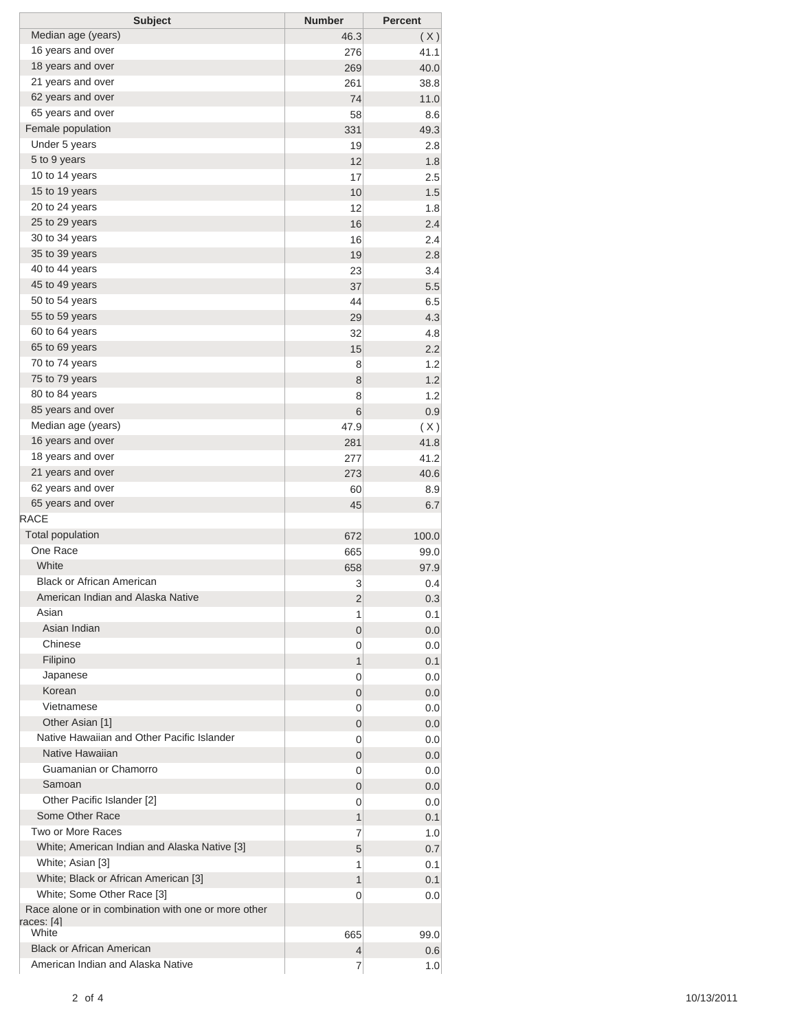| Subject | Number | Percent |
| --- | --- | --- |
| Median age (years) | 46.3 | ( X ) |
| 16 years and over | 276 | 41.1 |
| 18 years and over | 269 | 40.0 |
| 21 years and over | 261 | 38.8 |
| 62 years and over | 74 | 11.0 |
| 65 years and over | 58 | 8.6 |
| Female population | 331 | 49.3 |
| Under 5 years | 19 | 2.8 |
| 5 to 9 years | 12 | 1.8 |
| 10 to 14 years | 17 | 2.5 |
| 15 to 19 years | 10 | 1.5 |
| 20 to 24 years | 12 | 1.8 |
| 25 to 29 years | 16 | 2.4 |
| 30 to 34 years | 16 | 2.4 |
| 35 to 39 years | 19 | 2.8 |
| 40 to 44 years | 23 | 3.4 |
| 45 to 49 years | 37 | 5.5 |
| 50 to 54 years | 44 | 6.5 |
| 55 to 59 years | 29 | 4.3 |
| 60 to 64 years | 32 | 4.8 |
| 65 to 69 years | 15 | 2.2 |
| 70 to 74 years | 8 | 1.2 |
| 75 to 79 years | 8 | 1.2 |
| 80 to 84 years | 8 | 1.2 |
| 85 years and over | 6 | 0.9 |
| Median age (years) | 47.9 | ( X ) |
| 16 years and over | 281 | 41.8 |
| 18 years and over | 277 | 41.2 |
| 21 years and over | 273 | 40.6 |
| 62 years and over | 60 | 8.9 |
| 65 years and over | 45 | 6.7 |
| RACE | | |
| Total population | 672 | 100.0 |
| One Race | 665 | 99.0 |
| White | 658 | 97.9 |
| Black or African American | 3 | 0.4 |
| American Indian and Alaska Native | 2 | 0.3 |
| Asian | 1 | 0.1 |
| Asian Indian | 0 | 0.0 |
| Chinese | 0 | 0.0 |
| Filipino | 1 | 0.1 |
| Japanese | 0 | 0.0 |
| Korean | 0 | 0.0 |
| Vietnamese | 0 | 0.0 |
| Other Asian [1] | 0 | 0.0 |
| Native Hawaiian and Other Pacific Islander | 0 | 0.0 |
| Native Hawaiian | 0 | 0.0 |
| Guamanian or Chamorro | 0 | 0.0 |
| Samoan | 0 | 0.0 |
| Other Pacific Islander [2] | 0 | 0.0 |
| Some Other Race | 1 | 0.1 |
| Two or More Races | 7 | 1.0 |
| White; American Indian and Alaska Native [3] | 5 | 0.7 |
| White; Asian [3] | 1 | 0.1 |
| White; Black or African American [3] | 1 | 0.1 |
| White; Some Other Race [3] | 0 | 0.0 |
| Race alone or in combination with one or more other races: [4] | | |
| White | 665 | 99.0 |
| Black or African American | 4 | 0.6 |
| American Indian and Alaska Native | 7 | 1.0 |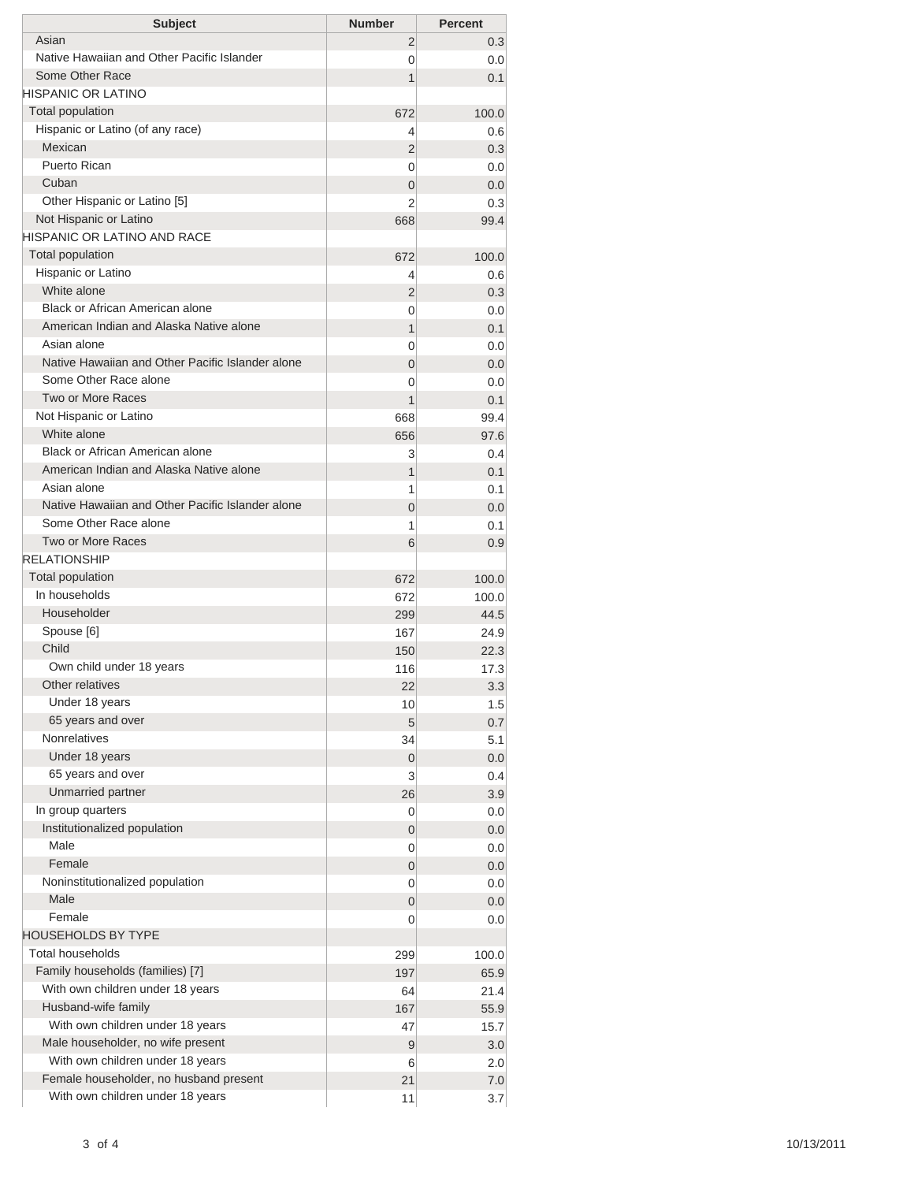| Subject | Number | Percent |
|---|---|---|
| Asian | 2 | 0.3 |
| Native Hawaiian and Other Pacific Islander | 0 | 0.0 |
| Some Other Race | 1 | 0.1 |
| HISPANIC OR LATINO | | |
| Total population | 672 | 100.0 |
| Hispanic or Latino (of any race) | 4 | 0.6 |
| Mexican | 2 | 0.3 |
| Puerto Rican | 0 | 0.0 |
| Cuban | 0 | 0.0 |
| Other Hispanic or Latino [5] | 2 | 0.3 |
| Not Hispanic or Latino | 668 | 99.4 |
| HISPANIC OR LATINO AND RACE | | |
| Total population | 672 | 100.0 |
| Hispanic or Latino | 4 | 0.6 |
| White alone | 2 | 0.3 |
| Black or African American alone | 0 | 0.0 |
| American Indian and Alaska Native alone | 1 | 0.1 |
| Asian alone | 0 | 0.0 |
| Native Hawaiian and Other Pacific Islander alone | 0 | 0.0 |
| Some Other Race alone | 0 | 0.0 |
| Two or More Races | 1 | 0.1 |
| Not Hispanic or Latino | 668 | 99.4 |
| White alone | 656 | 97.6 |
| Black or African American alone | 3 | 0.4 |
| American Indian and Alaska Native alone | 1 | 0.1 |
| Asian alone | 1 | 0.1 |
| Native Hawaiian and Other Pacific Islander alone | 0 | 0.0 |
| Some Other Race alone | 1 | 0.1 |
| Two or More Races | 6 | 0.9 |
| RELATIONSHIP | | |
| Total population | 672 | 100.0 |
| In households | 672 | 100.0 |
| Householder | 299 | 44.5 |
| Spouse [6] | 167 | 24.9 |
| Child | 150 | 22.3 |
| Own child under 18 years | 116 | 17.3 |
| Other relatives | 22 | 3.3 |
| Under 18 years | 10 | 1.5 |
| 65 years and over | 5 | 0.7 |
| Nonrelatives | 34 | 5.1 |
| Under 18 years | 0 | 0.0 |
| 65 years and over | 3 | 0.4 |
| Unmarried partner | 26 | 3.9 |
| In group quarters | 0 | 0.0 |
| Institutionalized population | 0 | 0.0 |
| Male | 0 | 0.0 |
| Female | 0 | 0.0 |
| Noninstitutionalized population | 0 | 0.0 |
| Male | 0 | 0.0 |
| Female | 0 | 0.0 |
| HOUSEHOLDS BY TYPE | | |
| Total households | 299 | 100.0 |
| Family households (families) [7] | 197 | 65.9 |
| With own children under 18 years | 64 | 21.4 |
| Husband-wife family | 167 | 55.9 |
| With own children under 18 years | 47 | 15.7 |
| Male householder, no wife present | 9 | 3.0 |
| With own children under 18 years | 6 | 2.0 |
| Female householder, no husband present | 21 | 7.0 |
| With own children under 18 years | 11 | 3.7 |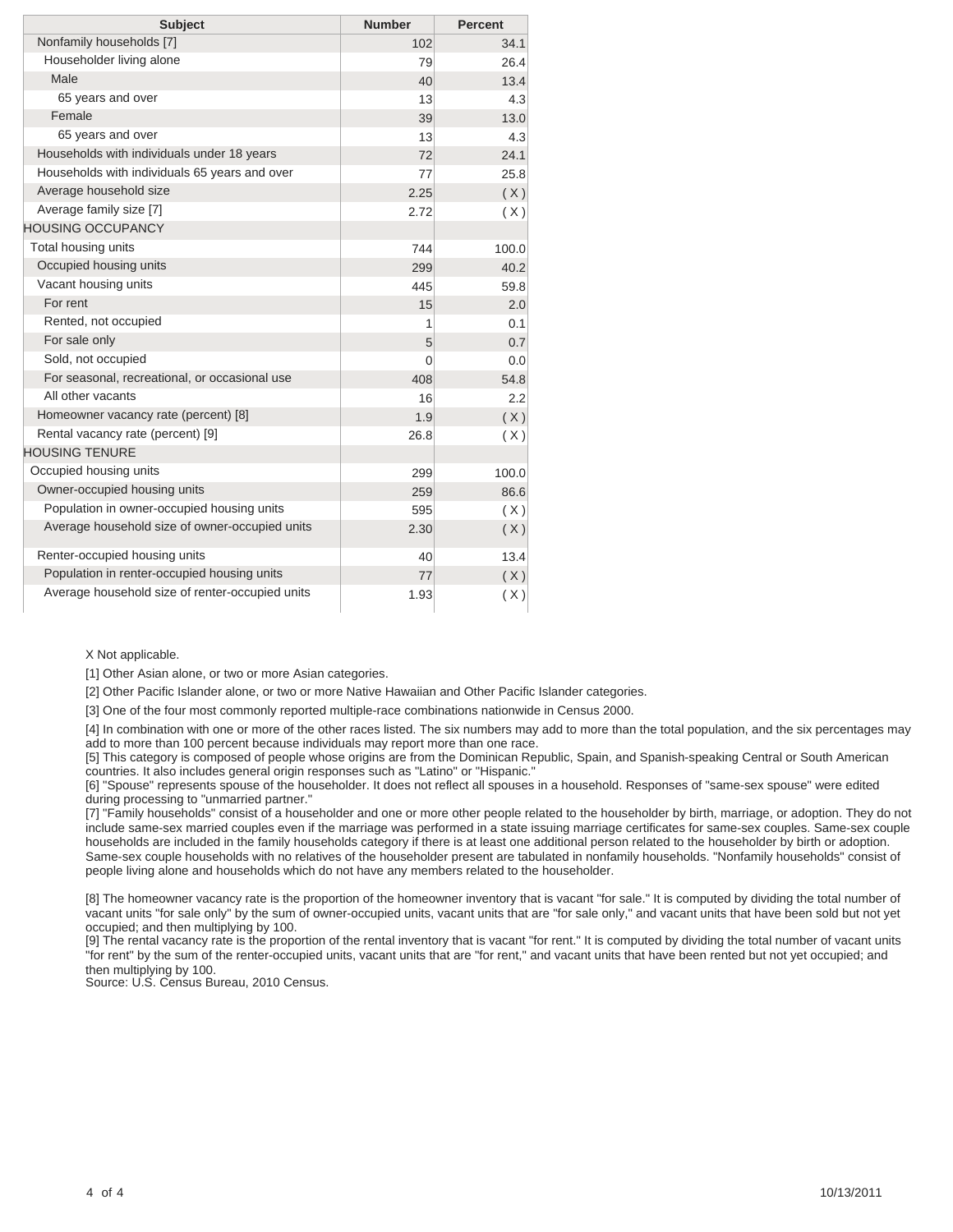| Subject | Number | Percent |
|---|---|---|
| Nonfamily households [7] | 102 | 34.1 |
| Householder living alone | 79 | 26.4 |
| Male | 40 | 13.4 |
| 65 years and over | 13 | 4.3 |
| Female | 39 | 13.0 |
| 65 years and over | 13 | 4.3 |
| Households with individuals under 18 years | 72 | 24.1 |
| Households with individuals 65 years and over | 77 | 25.8 |
| Average household size | 2.25 | ( X ) |
| Average family size [7] | 2.72 | ( X ) |
| HOUSING OCCUPANCY | | |
| Total housing units | 744 | 100.0 |
| Occupied housing units | 299 | 40.2 |
| Vacant housing units | 445 | 59.8 |
| For rent | 15 | 2.0 |
| Rented, not occupied | 1 | 0.1 |
| For sale only | 5 | 0.7 |
| Sold, not occupied | 0 | 0.0 |
| For seasonal, recreational, or occasional use | 408 | 54.8 |
| All other vacants | 16 | 2.2 |
| Homeowner vacancy rate (percent) [8] | 1.9 | ( X ) |
| Rental vacancy rate (percent) [9] | 26.8 | ( X ) |
| HOUSING TENURE | | |
| Occupied housing units | 299 | 100.0 |
| Owner-occupied housing units | 259 | 86.6 |
| Population in owner-occupied housing units | 595 | ( X ) |
| Average household size of owner-occupied units | 2.30 | ( X ) |
| Renter-occupied housing units | 40 | 13.4 |
| Population in renter-occupied housing units | 77 | ( X ) |
| Average household size of renter-occupied units | 1.93 | ( X ) |

X Not applicable.

[1] Other Asian alone, or two or more Asian categories.

[2] Other Pacific Islander alone, or two or more Native Hawaiian and Other Pacific Islander categories.

[3] One of the four most commonly reported multiple-race combinations nationwide in Census 2000.

[4] In combination with one or more of the other races listed. The six numbers may add to more than the total population, and the six percentages may add to more than 100 percent because individuals may report more than one race.

[5] This category is composed of people whose origins are from the Dominican Republic, Spain, and Spanish-speaking Central or South American countries. It also includes general origin responses such as "Latino" or "Hispanic."

[6] "Spouse" represents spouse of the householder. It does not reflect all spouses in a household. Responses of "same-sex spouse" were edited during processing to "unmarried partner."

[7] "Family households" consist of a householder and one or more other people related to the householder by birth, marriage, or adoption. They do not include same-sex married couples even if the marriage was performed in a state issuing marriage certificates for same-sex couples. Same-sex couple households are included in the family households category if there is at least one additional person related to the householder by birth or adoption. Same-sex couple households with no relatives of the householder present are tabulated in nonfamily households. "Nonfamily households" consist of people living alone and households which do not have any members related to the householder.

[8] The homeowner vacancy rate is the proportion of the homeowner inventory that is vacant "for sale." It is computed by dividing the total number of vacant units "for sale only" by the sum of owner-occupied units, vacant units that are "for sale only," and vacant units that have been sold but not yet occupied; and then multiplying by 100.

[9] The rental vacancy rate is the proportion of the rental inventory that is vacant "for rent." It is computed by dividing the total number of vacant units "for rent" by the sum of the renter-occupied units, vacant units that are "for rent," and vacant units that have been rented but not yet occupied; and then multiplying by 100.

Source: U.S. Census Bureau, 2010 Census.